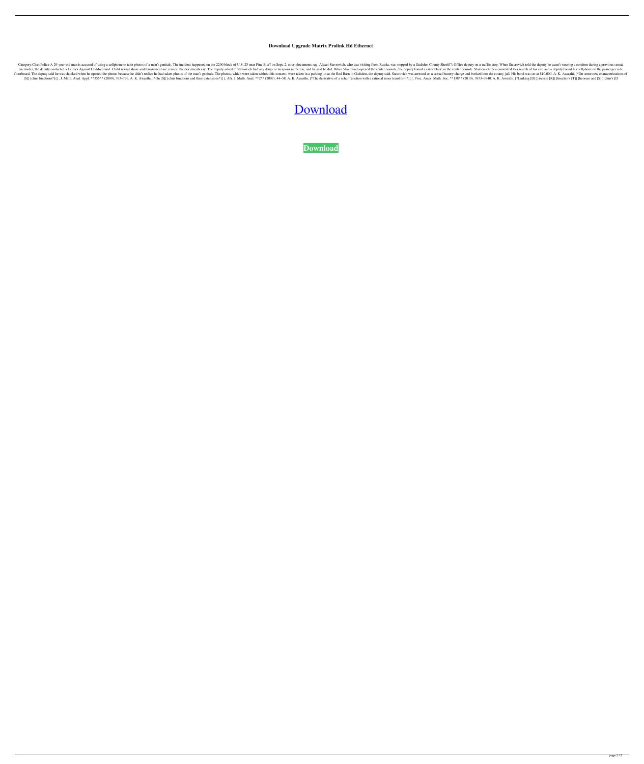# Download Upgrade Matrix Prolink Hd Ethernet

Category:CiscoPolice A 29-year-old man is accused of using a cellphone to take photos of a man's genitals. The incident happened on the 2200 block of U.S. 25 near Pine Bluff on Sept. 2, court documents say. Alexei Stavrovich, who was visiting from Russia, was stopped by a Gadsden County Sheriff's Office deputy on a traffic stop. When Stavrovich told the deputy he wasn't wearing a condom during a previous sexual encounter, the deputy contacted a Crimes Against Children unit. Child sexual abuse and harassment are crimes, the documents say. The deputy asked if Stavrovich had any drugs or weapons in the car, and he said he did. When Stavrovich opened the center console, the deputy found a razor blade in the center console. Stavrovich then consented to a search of his car, and a deputy found his cellphone on the passenger side floorboard. The deputy said he was shocked when he opened the phone, because he didn't realize he had taken photos of the man's genitals. The photos, which were taken without his consent, were taken in a parking lot at the Red Barn in Gadsden, the deputy said. Stavrovich was arrested on a sexual battery charge and booked into the county jail. His bond was set at $10,000. A. K. Awasthi, [*On some new characterizations of [S]{ }chur functions*]{}, J. Math. Anal. Appl. **355** (2009), 763–776. A. K. Awasthi, [*On [S]{ }chur functions and their extensions*]{}, Afr. J. Math. Anal. **2** (2007), 44–58. A. K. Awasthi, [*The derivative of a schur function with a rational inner transform*]{}, Proc. Amer. Math. Soc. **138** (2010), 3933–3940. A. K. Awasthi, [*Linking [D]{ }iscrete [K]{ }hinchin's [T]{ }heorem and [S]{ }chur's [D

Download

**Download**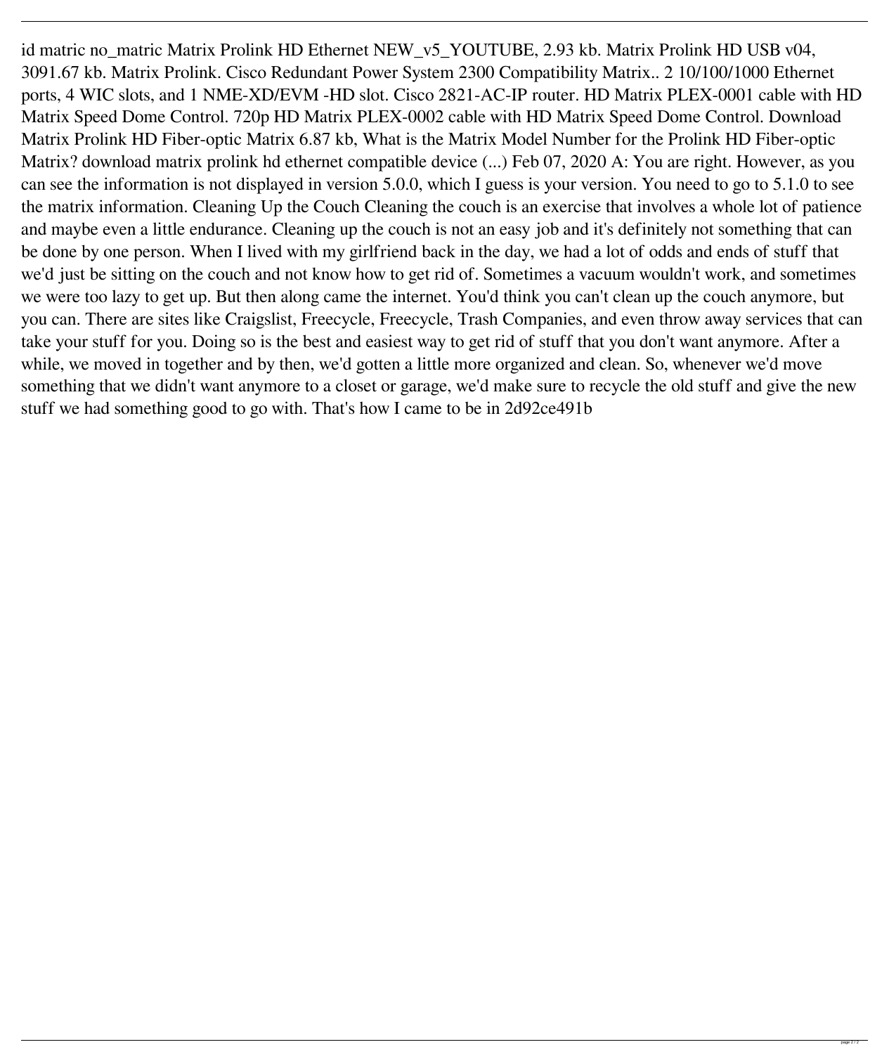id matric no_matric Matrix Prolink HD Ethernet NEW_v5_YOUTUBE, 2.93 kb. Matrix Prolink HD USB v04, 3091.67 kb. Matrix Prolink. Cisco Redundant Power System 2300 Compatibility Matrix.. 2 10/100/1000 Ethernet ports, 4 WIC slots, and 1 NME-XD/EVM -HD slot. Cisco 2821-AC-IP router. HD Matrix PLEX-0001 cable with HD Matrix Speed Dome Control. 720p HD Matrix PLEX-0002 cable with HD Matrix Speed Dome Control. Download Matrix Prolink HD Fiber-optic Matrix 6.87 kb, What is the Matrix Model Number for the Prolink HD Fiber-optic Matrix? download matrix prolink hd ethernet compatible device (...) Feb 07, 2020 A: You are right. However, as you can see the information is not displayed in version 5.0.0, which I guess is your version. You need to go to 5.1.0 to see the matrix information. Cleaning Up the Couch Cleaning the couch is an exercise that involves a whole lot of patience and maybe even a little endurance. Cleaning up the couch is not an easy job and it's definitely not something that can be done by one person. When I lived with my girlfriend back in the day, we had a lot of odds and ends of stuff that we'd just be sitting on the couch and not know how to get rid of. Sometimes a vacuum wouldn't work, and sometimes we were too lazy to get up. But then along came the internet. You'd think you can't clean up the couch anymore, but you can. There are sites like Craigslist, Freecycle, Freecycle, Trash Companies, and even throw away services that can take your stuff for you. Doing so is the best and easiest way to get rid of stuff that you don't want anymore. After a while, we moved in together and by then, we'd gotten a little more organized and clean. So, whenever we'd move something that we didn't want anymore to a closet or garage, we'd make sure to recycle the old stuff and give the new stuff we had something good to go with. That's how I came to be in 2d92ce491b